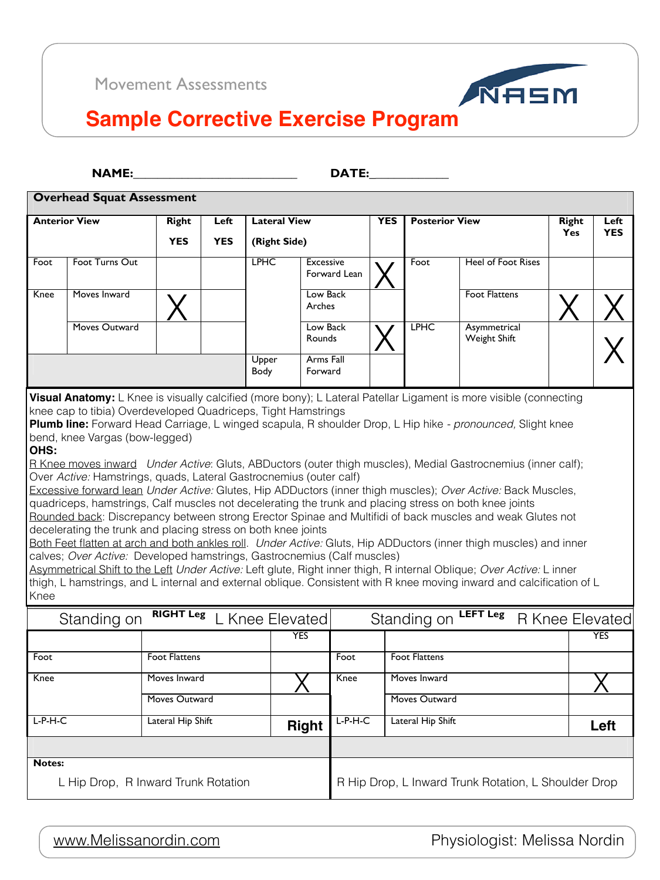Movement Assessments

# Sample Corrective Exercise Program

**NAME:**\_\_\_\_\_\_\_\_\_\_\_\_\_\_\_\_\_\_\_\_\_\_\_\_ **DATE:**\_\_\_\_\_\_\_\_\_\_\_\_

**Overhead Squat Assessment**

| Anterior View | | Right YES | Left YES | Lateral View (Right Side) | | YES | Posterior View | | Right Yes | Left YES |
|---|---|---|---|---|---|---|---|---|---|---|
| Foot | Foot Turns Out | | | LPHC | Excessive Forward Lean | X | Foot | Heel of Foot Rises | | |
| Knee | Moves Inward | X | | | Low Back Arches | | | Foot Flattens | X | X |
| | Moves Outward | | | | Low Back Rounds | X | LPHC | Asymmetrical Weight Shift | | X |
| | | | | Upper Body | Arms Fall Forward | | | | | |

**Visual Anatomy:** L Knee is visually calcified (more bony); L Lateral Patellar Ligament is more visible (connecting knee cap to tibia) Overdeveloped Quadriceps, Tight Hamstrings

**Plumb line:** Forward Head Carriage, L winged scapula, R shoulder Drop, L Hip hike - *pronounced,* Slight knee bend, knee Vargas (bow-legged)

**OHS:**

R Knee moves inward *Under Active*: Gluts, ABDuctors (outer thigh muscles), Medial Gastrocnemius (inner calf); Over *Active:* Hamstrings, quads, Lateral Gastrocnemius (outer calf)

Excessive forward lean *Under Active:* Glutes, Hip ADDuctors (inner thigh muscles); *Over Active:* Back Muscles, quadriceps, hamstrings, Calf muscles not decelerating the trunk and placing stress on both knee joints

Rounded back: Discrepancy between strong Erector Spinae and Multifidi of back muscles and weak Glutes not decelerating the trunk and placing stress on both knee joints

Both Feet flatten at arch and both ankles roll. *Under Active:* Gluts, Hip ADDuctors (inner thigh muscles) and inner calves; *Over Active:* Developed hamstrings, Gastrocnemius (Calf muscles)

Asymmetrical Shift to the Left *Under Active:* Left glute, Right inner thigh, R internal Oblique; *Over Active:* L inner thigh, L hamstrings, and L internal and external oblique. Consistent with R knee moving inward and calcification of L Knee

| Standing on **RIGHT Leg** L Knee Elevated | | | Standing on **LEFT Leg** R Knee Elevated | | |
|---|---|---|---|---|---|
| | | YES | | | YES |
| Foot | Foot Flattens | | Foot | Foot Flattens | |
| Knee | Moves Inward | X | Knee | Moves Inward | X |
| | Moves Outward | | | Moves Outward | |
| L-P-H-C | Lateral Hip Shift | **Right** | L-P-H-C | Lateral Hip Shift | **Left** |
| **Notes:** L Hip Drop, R Inward Trunk Rotation | | | R Hip Drop, L Inward Trunk Rotation, L Shoulder Drop | | |

www.Melissanordin.com Physiologist: Melissa Nordin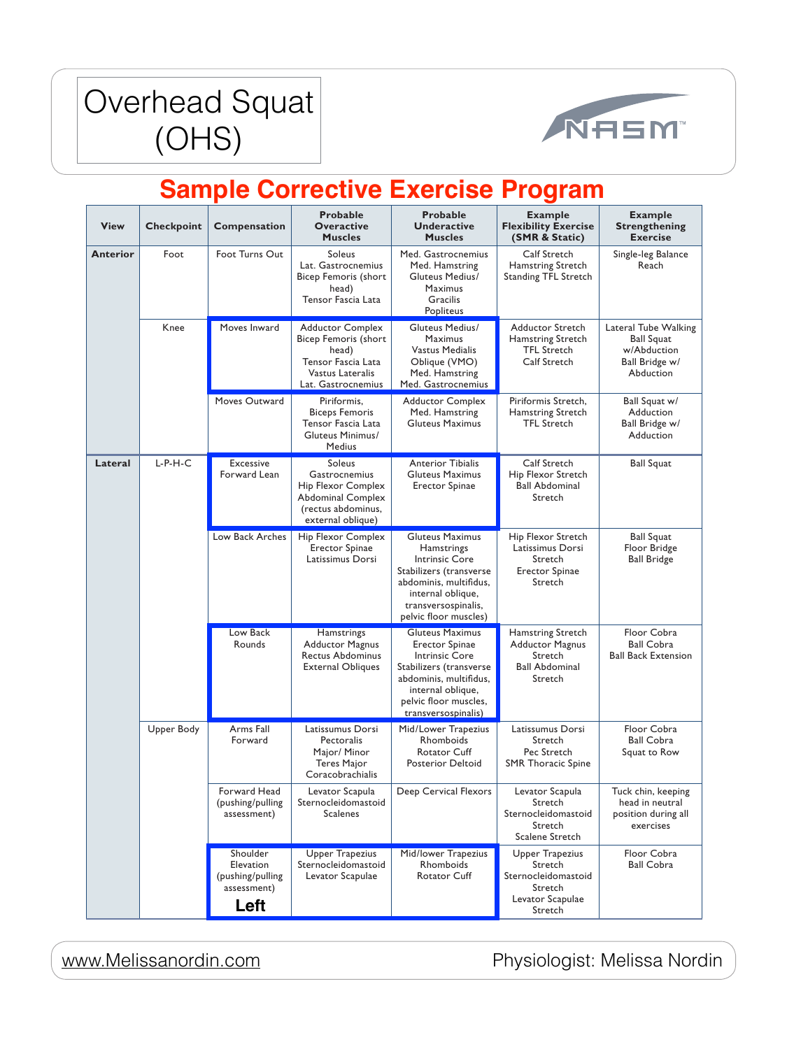# Overhead Squat (OHS)

## Sample Corrective Exercise Program

| View | Checkpoint | Compensation | Probable Overactive Muscles | Probable Underactive Muscles | Example Flexibility Exercise (SMR & Static) | Example Strengthening Exercise |
|---|---|---|---|---|---|---|
| Anterior | Foot | Foot Turns Out | Soleus<br>Lat. Gastrocnemius<br>Bicep Femoris (short head)<br>Tensor Fascia Lata | Med. Gastrocnemius<br>Med. Hamstring<br>Gluteus Medius/ Maximus<br>Gracilis<br>Popliteus | Calf Stretch<br>Hamstring Stretch<br>Standing TFL Stretch | Single-leg Balance Reach |
| | Knee | Moves Inward | Adductor Complex<br>Bicep Femoris (short head)<br>Tensor Fascia Lata<br>Vastus Lateralis<br>Lat. Gastrocnemius | Gluteus Medius/ Maximus<br>Vastus Medialis Oblique (VMO)<br>Med. Hamstring<br>Med. Gastrocnemius | Adductor Stretch<br>Hamstring Stretch<br>TFL Stretch<br>Calf Stretch | Lateral Tube Walking<br>Ball Squat w/Abduction<br>Ball Bridge w/ Abduction |
| | | Moves Outward | Piriformis,<br>Biceps Femoris<br>Tensor Fascia Lata<br>Gluteus Minimus/ Medius | Adductor Complex<br>Med. Hamstring<br>Gluteus Maximus | Piriformis Stretch,<br>Hamstring Stretch<br>TFL Stretch | Ball Squat w/ Adduction<br>Ball Bridge w/ Adduction |
| Lateral | L-P-H-C | Excessive Forward Lean | Soleus<br>Gastrocnemius<br>Hip Flexor Complex<br>Abdominal Complex (rectus abdominus, external oblique) | Anterior Tibialis<br>Gluteus Maximus<br>Erector Spinae | Calf Stretch<br>Hip Flexor Stretch<br>Ball Abdominal Stretch | Ball Squat |
| | | Low Back Arches | Hip Flexor Complex<br>Erector Spinae<br>Latissimus Dorsi | Gluteus Maximus<br>Hamstrings<br>Intrinsic Core Stabilizers (transverse abdominis, multifidus, internal oblique, transversospinalis, pelvic floor muscles) | Hip Flexor Stretch<br>Latissimus Dorsi Stretch<br>Erector Spinae Stretch | Ball Squat<br>Floor Bridge<br>Ball Bridge |
| | | Low Back Rounds | Hamstrings<br>Adductor Magnus<br>Rectus Abdominus<br>External Obliques | Gluteus Maximus<br>Erector Spinae<br>Intrinsic Core Stabilizers (transverse abdominis, multifidus, internal oblique, pelvic floor muscles, transversospinalis) | Hamstring Stretch<br>Adductor Magnus Stretch<br>Ball Abdominal Stretch | Floor Cobra<br>Ball Cobra<br>Ball Back Extension |
| | Upper Body | Arms Fall Forward | Latissumus Dorsi<br>Pectoralis Major/ Minor<br>Teres Major<br>Coracobrachialis | Mid/Lower Trapezius<br>Rhomboids<br>Rotator Cuff<br>Posterior Deltoid | Latissumus Dorsi Stretch<br>Pec Stretch<br>SMR Thoracic Spine | Floor Cobra<br>Ball Cobra<br>Squat to Row |
| | | Forward Head (pushing/pulling assessment) | Levator Scapula<br>Sternocleidomastoid<br>Scalenes | Deep Cervical Flexors | Levator Scapula Stretch<br>Sternocleidomastoid Stretch<br>Scalene Stretch | Tuck chin, keeping head in neutral position during all exercises |
| | | Shoulder Elevation (pushing/pulling assessment)<br>**Left** | Upper Trapezius<br>Sternocleidomastoid<br>Levator Scapulae | Mid/lower Trapezius<br>Rhomboids<br>Rotator Cuff | Upper Trapezius Stretch<br>Sternocleidomastoid Stretch<br>Levator Scapulae Stretch | Floor Cobra<br>Ball Cobra |

www.Melissanordin.com Physiologist: Melissa Nordin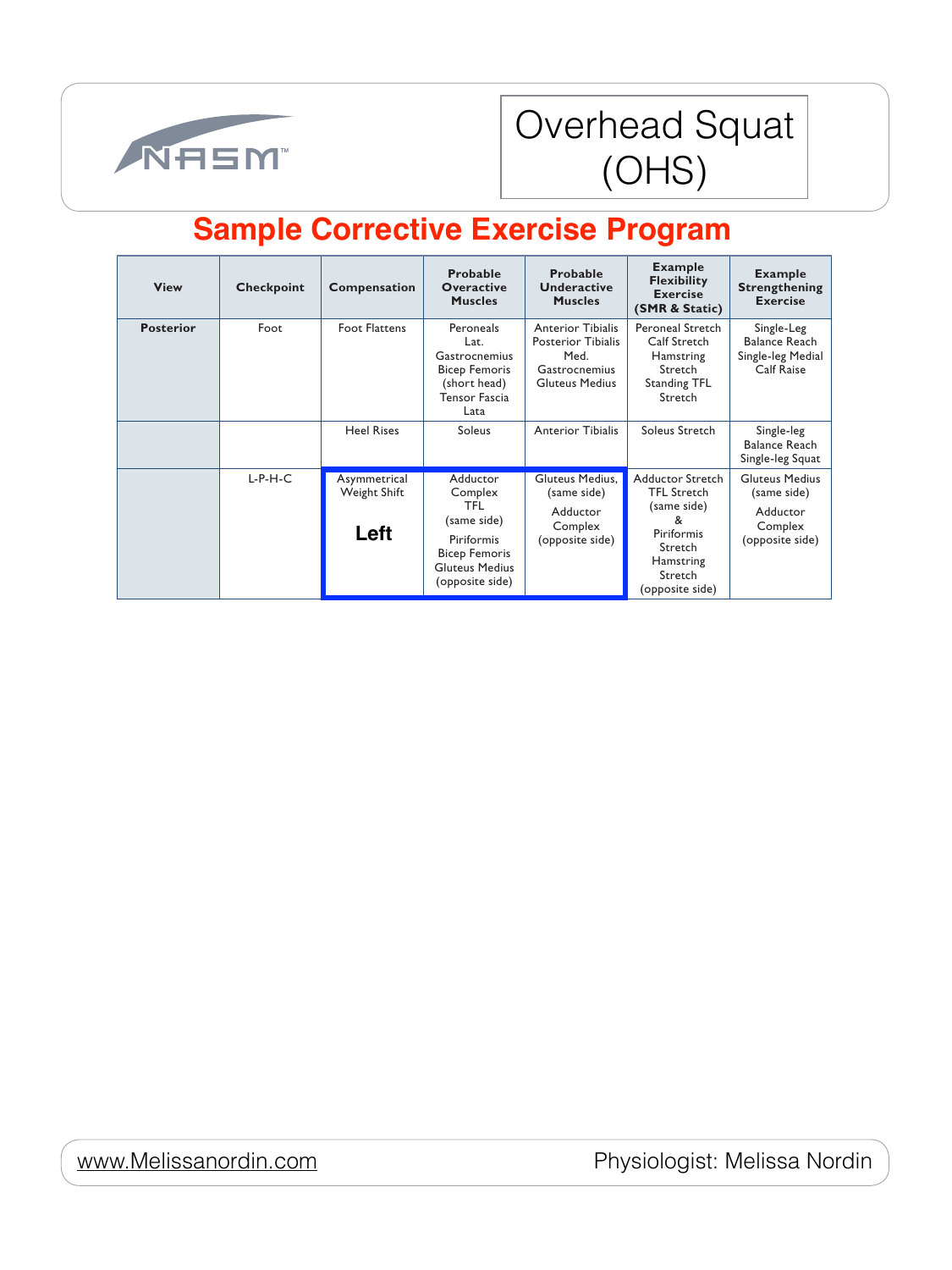# Overhead Squat (OHS)

## Sample Corrective Exercise Program

| View | Checkpoint | Compensation | Probable Overactive Muscles | Probable Underactive Muscles | Example Flexibility Exercise (SMR & Static) | Example Strengthening Exercise |
|---|---|---|---|---|---|---|
| **Posterior** | Foot | Foot Flattens | Peroneals Lat. Gastrocnemius Bicep Femoris (short head) Tensor Fascia Lata | Anterior Tibialis Posterior Tibialis Med. Gastrocnemius Gluteus Medius | Peroneal Stretch Calf Stretch Hamstring Stretch Standing TFL Stretch | Single-Leg Balance Reach Single-leg Medial Calf Raise |
| | | Heel Rises | Soleus | Anterior Tibialis | Soleus Stretch | Single-leg Balance Reach Single-leg Squat |
| | L-P-H-C | Asymmetrical Weight Shift **Left** | Adductor Complex TFL (same side) Piriformis Bicep Femoris Gluteus Medius (opposite side) | Gluteus Medius, (same side) Adductor Complex (opposite side) | Adductor Stretch TFL Stretch (same side) & Piriformis Stretch Hamstring Stretch (opposite side) | Gluteus Medius (same side) Adductor Complex (opposite side) |

www.Melissanordin.com Physiologist: Melissa Nordin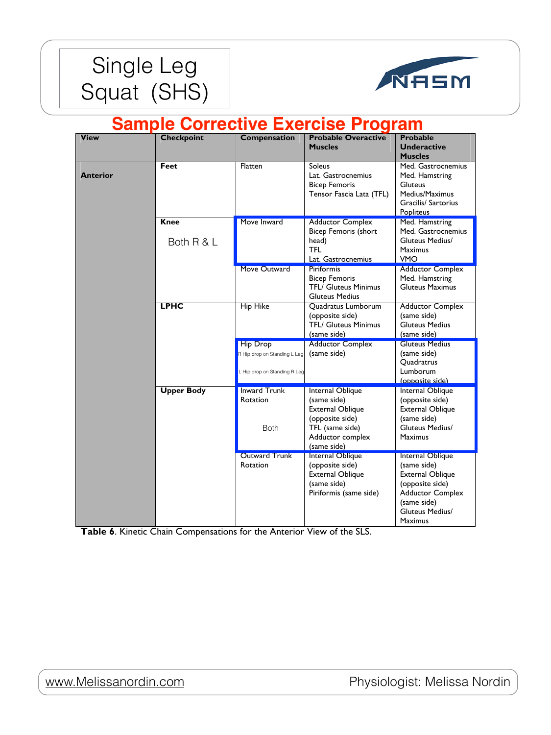# Single Leg Squat (SHS)

## Sample Corrective Exercise Program

| View | Checkpoint | Compensation | Probable Overactive Muscles | Probable Underactive Muscles |
|---|---|---|---|---|
| **Anterior** | **Feet** | Flatten | Soleus<br>Lat. Gastrocnemius<br>Bicep Femoris<br>Tensor Fascia Lata (TFL) | Med. Gastrocnemius<br>Med. Hamstring<br>Gluteus Medius/Maximus<br>Gracilis/ Sartorius<br>Popliteus |
| | **Knee**<br>Both R & L | Move Inward | Adductor Complex<br>Bicep Femoris (short head)<br>TFL<br>Lat. Gastrocnemius | Med. Hamstring<br>Med. Gastrocnemius<br>Gluteus Medius/ Maximus<br>VMO |
| | | Move Outward | Piriformis<br>Bicep Femoris<br>TFL/ Gluteus Minimus<br>Gluteus Medius | Adductor Complex<br>Med. Hamstring<br>Gluteus Maximus |
| | **LPHC** | Hip Hike | Quadratus Lumborum (opposite side)<br>TFL/ Gluteus Minimus (same side) | Adductor Complex (same side)<br>Gluteus Medius (same side) |
| | | Hip Drop<br>R Hip drop on Standing L Leg<br>L Hip drop on Standing R Leg | Adductor Complex (same side) | Gluteus Medius (same side)<br>Quadratrus Lumborum (opposite side) |
| | **Upper Body** | Inward Trunk Rotation<br>Both | Internal Oblique (same side)<br>External Oblique (opposite side)<br>TFL (same side)<br>Adductor complex (same side) | Internal Oblique (opposite side)<br>External Oblique (same side)<br>Gluteus Medius/ Maximus |
| | | Outward Trunk Rotation | Internal Oblique (opposite side)<br>External Oblique (same side)<br>Piriformis (same side) | Internal Oblique (same side)<br>External Oblique (opposite side)<br>Adductor Complex (same side)<br>Gluteus Medius/ Maximus |

**Table 6**. Kinetic Chain Compensations for the Anterior View of the SLS.

www.Melissanordin.com — Physiologist: Melissa Nordin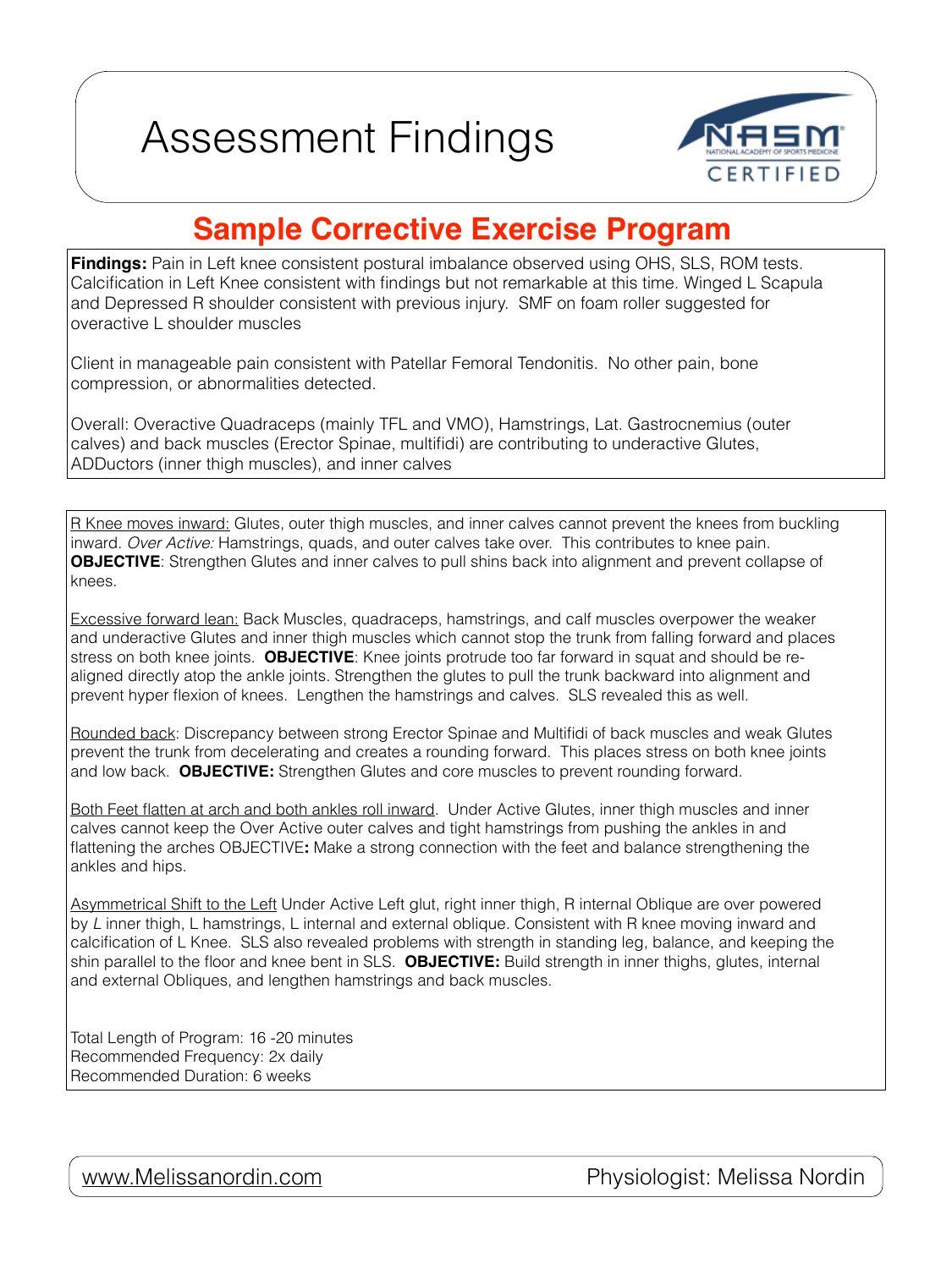# Assessment Findings

NASM CERTIFIED

## Sample Corrective Exercise Program

**Findings:** Pain in Left knee consistent postural imbalance observed using OHS, SLS, ROM tests. Calcification in Left Knee consistent with findings but not remarkable at this time. Winged L Scapula and Depressed R shoulder consistent with previous injury. SMF on foam roller suggested for overactive L shoulder muscles

Client in manageable pain consistent with Patellar Femoral Tendonitis. No other pain, bone compression, or abnormalities detected.

Overall: Overactive Quadraceps (mainly TFL and VMO), Hamstrings, Lat. Gastrocnemius (outer calves) and back muscles (Erector Spinae, multifidi) are contributing to underactive Glutes, ADDuctors (inner thigh muscles), and inner calves

<u>R Knee moves inward:</u> Glutes, outer thigh muscles, and inner calves cannot prevent the knees from buckling inward. *Over Active:* Hamstrings, quads, and outer calves take over. This contributes to knee pain. **OBJECTIVE**: Strengthen Glutes and inner calves to pull shins back into alignment and prevent collapse of knees.

<u>Excessive forward lean:</u> Back Muscles, quadraceps, hamstrings, and calf muscles overpower the weaker and underactive Glutes and inner thigh muscles which cannot stop the trunk from falling forward and places stress on both knee joints. **OBJECTIVE**: Knee joints protrude too far forward in squat and should be re-aligned directly atop the ankle joints. Strengthen the glutes to pull the trunk backward into alignment and prevent hyper flexion of knees. Lengthen the hamstrings and calves. SLS revealed this as well.

<u>Rounded back</u>: Discrepancy between strong Erector Spinae and Multifidi of back muscles and weak Glutes prevent the trunk from decelerating and creates a rounding forward. This places stress on both knee joints and low back. **OBJECTIVE:** Strengthen Glutes and core muscles to prevent rounding forward.

<u>Both Feet flatten at arch and both ankles roll inward</u>. Under Active Glutes, inner thigh muscles and inner calves cannot keep the Over Active outer calves and tight hamstrings from pushing the ankles in and flattening the arches OBJECTIVE**:** Make a strong connection with the feet and balance strengthening the ankles and hips.

<u>Asymmetrical Shift to the Left</u> Under Active Left glut, right inner thigh, R internal Oblique are over powered by *L* inner thigh, L hamstrings, L internal and external oblique. Consistent with R knee moving inward and calcification of L Knee. SLS also revealed problems with strength in standing leg, balance, and keeping the shin parallel to the floor and knee bent in SLS. **OBJECTIVE:** Build strength in inner thighs, glutes, internal and external Obliques, and lengthen hamstrings and back muscles.

Total Length of Program: 16 -20 minutes
Recommended Frequency: 2x daily
Recommended Duration: 6 weeks

www.Melissanordin.com — Physiologist: Melissa Nordin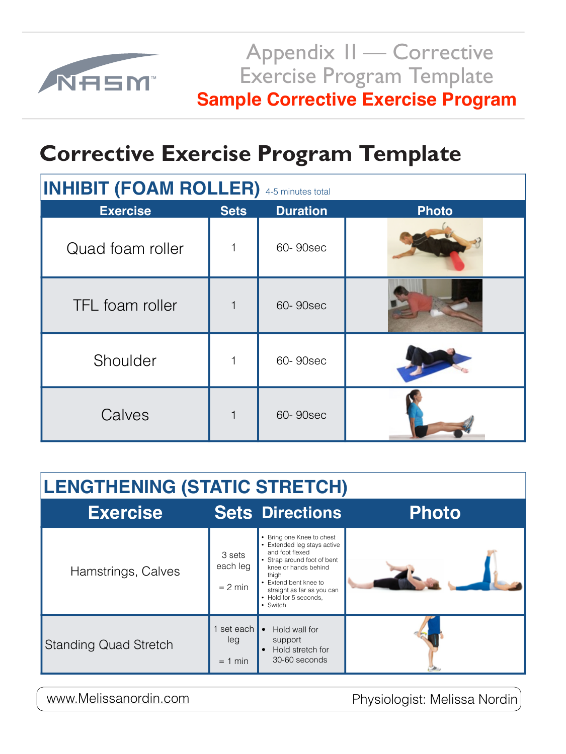# Appendix II — Corrective Exercise Program Template

**Sample Corrective Exercise Program**

## Corrective Exercise Program Template

### INHIBIT (FOAM ROLLER) 4-5 minutes total

| Exercise | Sets | Duration | Photo |
|---|---|---|---|
| Quad foam roller | 1 | 60- 90sec | |
| TFL foam roller | 1 | 60- 90sec | |
| Shoulder | 1 | 60- 90sec | |
| Calves | 1 | 60- 90sec | |

### LENGTHENING (STATIC STRETCH)

| Exercise | Sets | Directions | Photo |
|---|---|---|---|
| Hamstrings, Calves | 3 sets each leg = 2 min | • Bring one Knee to chest<br>• Extended leg stays active and foot flexed<br>• Strap around foot of bent knee or hands behind thigh<br>• Extend bent knee to straight as far as you can<br>• Hold for 5 seconds,<br>• Switch | |
| Standing Quad Stretch | 1 set each leg = 1 min | • Hold wall for support<br>• Hold stretch for 30-60 seconds | |

www.Melissanordin.com — Physiologist: Melissa Nordin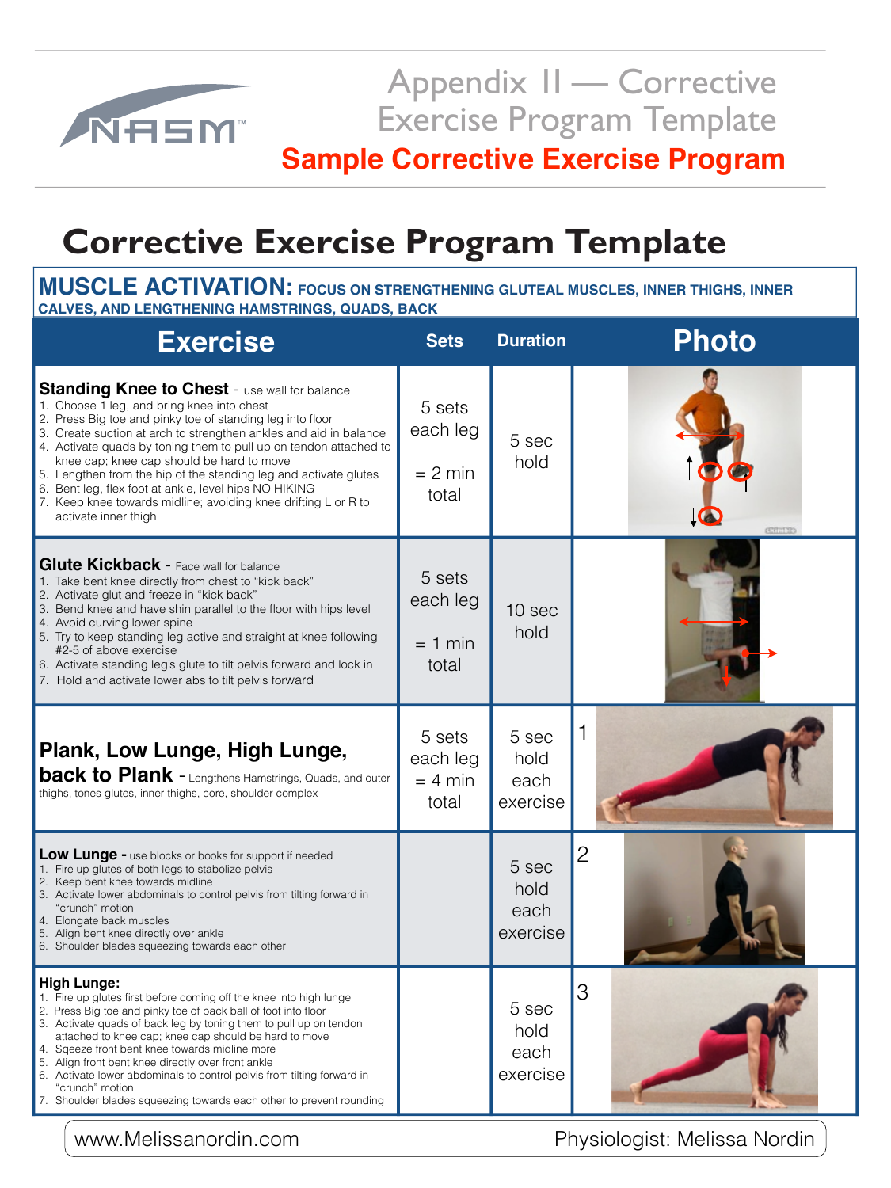# Appendix II — Corrective Exercise Program Template

**Sample Corrective Exercise Program**

# Corrective Exercise Program Template

## MUSCLE ACTIVATION: FOCUS ON STRENGTHENING GLUTEAL MUSCLES, INNER THIGHS, INNER CALVES, AND LENGTHENING HAMSTRINGS, QUADS, BACK

| Exercise | Sets | Duration | Photo |
|---|---|---|---|
| **Standing Knee to Chest** - use wall for balance<br>1. Choose 1 leg, and bring knee into chest<br>2. Press Big toe and pinky toe of standing leg into floor<br>3. Create suction at arch to strengthen ankles and aid in balance<br>4. Activate quads by toning them to pull up on tendon attached to knee cap; knee cap should be hard to move<br>5. Lengthen from the hip of the standing leg and activate glutes<br>6. Bent leg, flex foot at ankle, level hips NO HIKING<br>7. Keep knee towards midline; avoiding knee drifting L or R to activate inner thigh | 5 sets each leg = 2 min total | 5 sec hold | |
| **Glute Kickback** - Face wall for balance<br>1. Take bent knee directly from chest to "kick back"<br>2. Activate glut and freeze in "kick back"<br>3. Bend knee and have shin parallel to the floor with hips level<br>4. Avoid curving lower spine<br>5. Try to keep standing leg active and straight at knee following #2-5 of above exercise<br>6. Activate standing leg's glute to tilt pelvis forward and lock in<br>7. Hold and activate lower abs to tilt pelvis forward | 5 sets each leg = 1 min total | 10 sec hold | |
| **Plank, Low Lunge, High Lunge, back to Plank** - Lengthens Hamstrings, Quads, and outer thighs, tones glutes, inner thighs, core, shoulder complex | 5 sets each leg = 4 min total | 5 sec hold each exercise | 1 |
| **Low Lunge** - use blocks or books for support if needed<br>1. Fire up glutes of both legs to stabolize pelvis<br>2. Keep bent knee towards midline<br>3. Activate lower abdominals to control pelvis from tilting forward in "crunch" motion<br>4. Elongate back muscles<br>5. Align bent knee directly over ankle<br>6. Shoulder blades squeezing towards each other | | 5 sec hold each exercise | 2 |
| **High Lunge:**<br>1. Fire up glutes first before coming off the knee into high lunge<br>2. Press Big toe and pinky toe of back ball of foot into floor<br>3. Activate quads of back leg by toning them to pull up on tendon attached to knee cap; knee cap should be hard to move<br>4. Sqeeze front bent knee towards midline more<br>5. Align front bent knee directly over front ankle<br>6. Activate lower abdominals to control pelvis from tilting forward in "crunch" motion<br>7. Shoulder blades squeezing towards each other to prevent rounding | | 5 sec hold each exercise | 3 |

www.Melissanordin.com — Physiologist: Melissa Nordin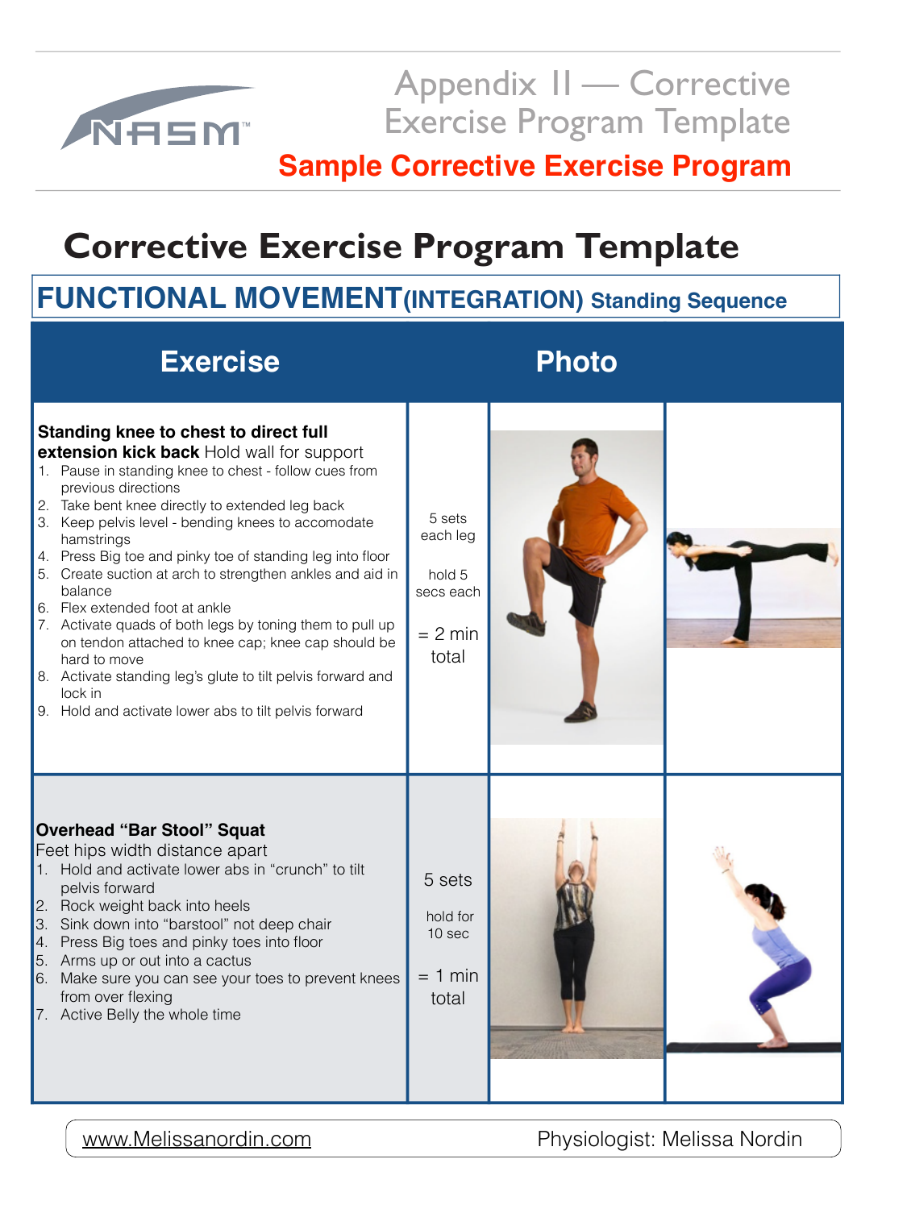# Appendix II — Corrective Exercise Program Template

**Sample Corrective Exercise Program**

## Corrective Exercise Program Template

### FUNCTIONAL MOVEMENT (INTEGRATION) Standing Sequence

| Exercise | | Photo | |
|---|---|---|---|
| **Standing knee to chest to direct full extension kick back** Hold wall for support<br>1. Pause in standing knee to chest - follow cues from previous directions<br>2. Take bent knee directly to extended leg back<br>3. Keep pelvis level - bending knees to accomodate hamstrings<br>4. Press Big toe and pinky toe of standing leg into floor<br>5. Create suction at arch to strengthen ankles and aid in balance<br>6. Flex extended foot at ankle<br>7. Activate quads of both legs by toning them to pull up on tendon attached to knee cap; knee cap should be hard to move<br>8. Activate standing leg's glute to tilt pelvis forward and lock in<br>9. Hold and activate lower abs to tilt pelvis forward | 5 sets each leg<br><br>hold 5 secs each<br><br>= 2 min total | | |
| **Overhead "Bar Stool" Squat**<br>Feet hips width distance apart<br>1. Hold and activate lower abs in "crunch" to tilt pelvis forward<br>2. Rock weight back into heels<br>3. Sink down into "barstool" not deep chair<br>4. Press Big toes and pinky toes into floor<br>5. Arms up or out into a cactus<br>6. Make sure you can see your toes to prevent knees from over flexing<br>7. Active Belly the whole time | 5 sets<br><br>hold for 10 sec<br><br>= 1 min total | | |

www.Melissanordin.com Physiologist: Melissa Nordin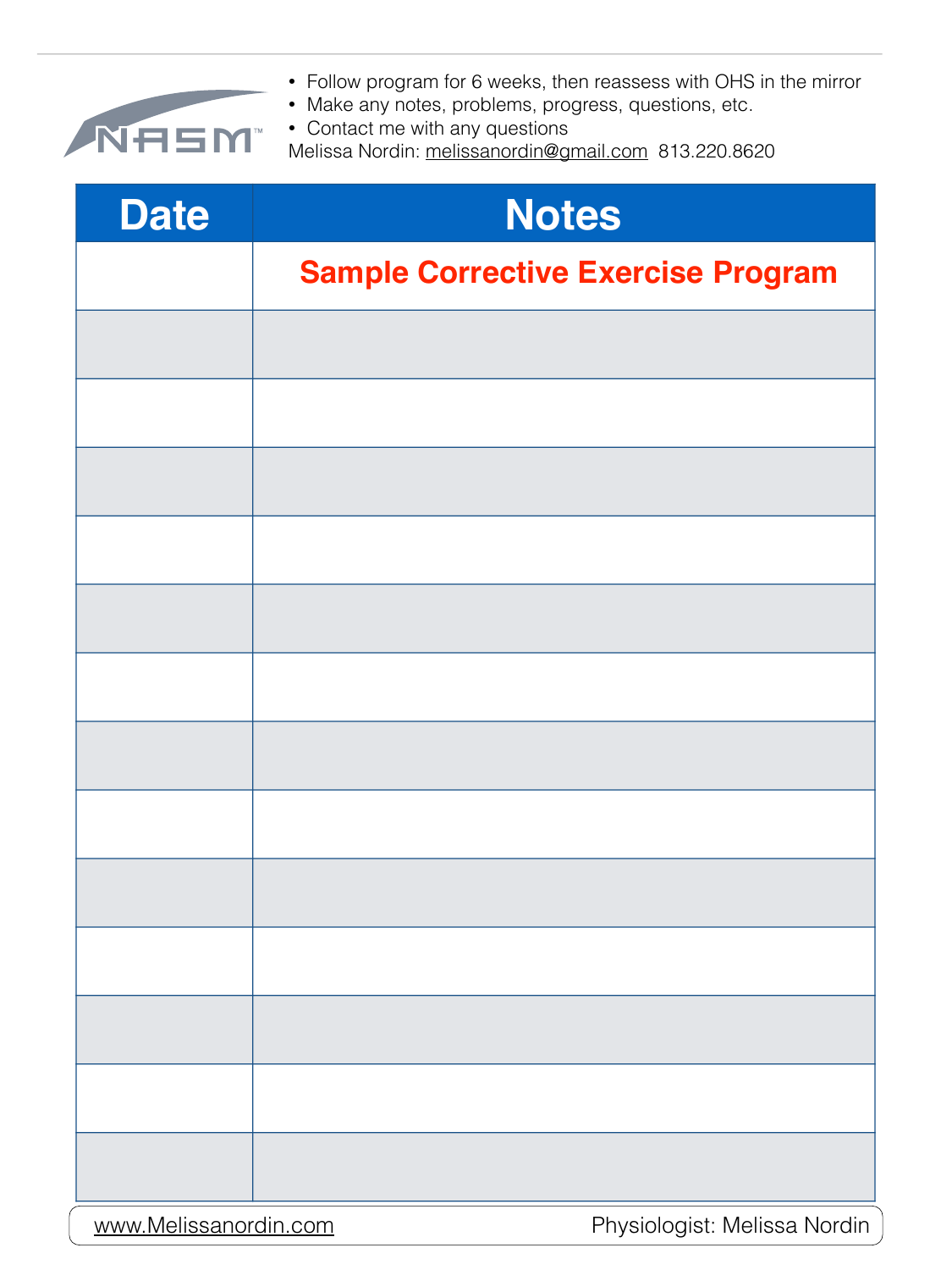- Follow program for 6 weeks, then reassess with OHS in the mirror
- Make any notes, problems, progress, questions, etc.
- Contact me with any questions

Melissa Nordin: melissanordin@gmail.com  813.220.8620

| Date | Notes |
|---|---|
| | **Sample Corrective Exercise Program** |
| | |
| | |
| | |
| | |
| | |
| | |
| | |
| | |
| | |
| | |
| | |
| | |
| | |

www.Melissanordin.com    Physiologist: Melissa Nordin